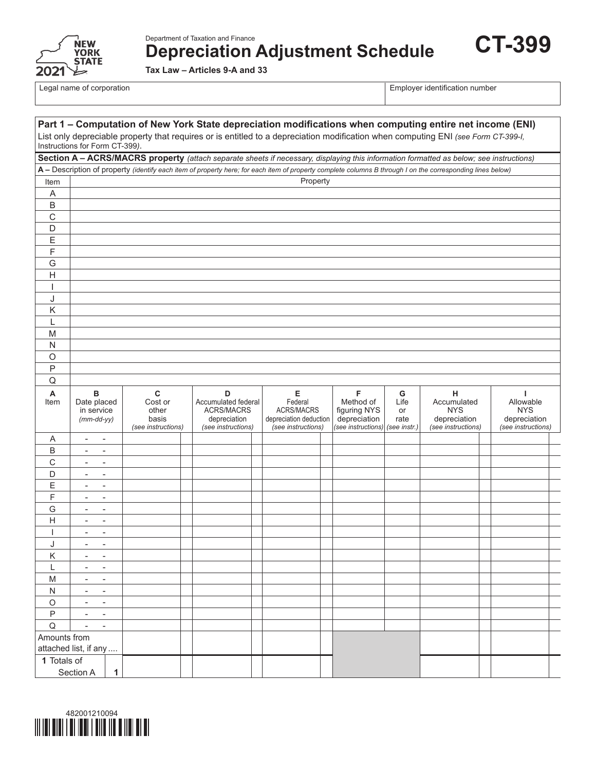Department of Taxation and Finance

# Depreciation Adjustment Schedule

**CT-399**

2021

**Tax Law – Articles 9-A and 33**

| Legal name of corporation | Employer identification number |
|---|---|
| | |

## Part 1 – Computation of New York State depreciation modifications when computing entire net income (ENI)

List only depreciable property that requires or is entitled to a depreciation modification when computing ENI *(see Form CT-399-I, Instructions for Form CT-399)*.

### Section A – ACRS/MACRS property *(attach separate sheets if necessary, displaying this information formatted as below; see instructions)*

**A –** Description of property *(identify each item of property here; for each item of property complete columns B through I on the corresponding lines below)*

| Item | Property |
|---|---|
| A | |
| B | |
| C | |
| D | |
| E | |
| F | |
| G | |
| H | |
| I | |
| J | |
| K | |
| L | |
| M | |
| N | |
| O | |
| P | |
| Q | |

| A Item | B Date placed in service *(mm-dd-yy)* | C Cost or other basis *(see instructions)* | D Accumulated federal ACRS/MACRS depreciation *(see instructions)* | E Federal ACRS/MACRS depreciation deduction *(see instructions)* | F Method of figuring NYS depreciation *(see instructions)* | G Life or rate *(see instr.)* | H Accumulated NYS depreciation *(see instructions)* | I Allowable NYS depreciation *(see instructions)* |
|---|---|---|---|---|---|---|---|---|
| A | - - | | | | | | | |
| B | - - | | | | | | | |
| C | - - | | | | | | | |
| D | - - | | | | | | | |
| E | - - | | | | | | | |
| F | - - | | | | | | | |
| G | - - | | | | | | | |
| H | - - | | | | | | | |
| I | - - | | | | | | | |
| J | - - | | | | | | | |
| K | - - | | | | | | | |
| L | - - | | | | | | | |
| M | - - | | | | | | | |
| N | - - | | | | | | | |
| O | - - | | | | | | | |
| P | - - | | | | | | | |
| Q | - - | | | | | | | |
| Amounts from attached list, if any .... | | | | | | | | |
| **1** Totals of Section A | **1** | | | | | | | |

482001210094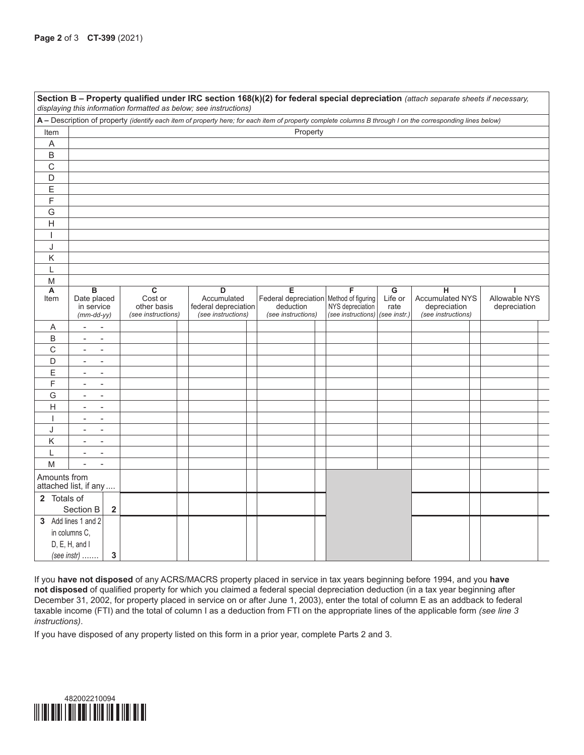**Section B – Property qualified under IRC section 168(k)(2) for federal special depreciation** *(attach separate sheets if necessary, displaying this information formatted as below; see instructions)*

**A –** Description of property *(identify each item of property here; for each item of property complete columns B through I on the corresponding lines below)*

| Item | Property |
|---|---|
| A | |
| B | |
| C | |
| D | |
| E | |
| F | |
| G | |
| H | |
| I | |
| J | |
| K | |
| L | |
| M | |

| A Item | B Date placed in service *(mm-dd-yy)* | C Cost or other basis *(see instructions)* | D Accumulated federal depreciation *(see instructions)* | E Federal depreciation deduction *(see instructions)* | F Method of figuring NYS depreciation *(see instructions)* | G Life or rate *(see instr.)* | H Accumulated NYS depreciation *(see instructions)* | I Allowable NYS depreciation |
|---|---|---|---|---|---|---|---|---|
| A | - - | | | | | | | |
| B | - - | | | | | | | |
| C | - - | | | | | | | |
| D | - - | | | | | | | |
| E | - - | | | | | | | |
| F | - - | | | | | | | |
| G | - - | | | | | | | |
| H | - - | | | | | | | |
| I | - - | | | | | | | |
| J | - - | | | | | | | |
| K | - - | | | | | | | |
| L | - - | | | | | | | |
| M | - - | | | | | | | |
| Amounts from attached list, if any .... | | | | | | | | |
| **2** Totals of Section B | **2** | | | | | | | |
| **3** Add lines 1 and 2 in columns C, D, E, H, and I *(see instr)* ....... | **3** | | | | | | | |

If you **have not disposed** of any ACRS/MACRS property placed in service in tax years beginning before 1994, and you **have not disposed** of qualified property for which you claimed a federal special depreciation deduction (in a tax year beginning after December 31, 2002, for property placed in service on or after June 1, 2003), enter the total of column E as an addback to federal taxable income (FTI) and the total of column I as a deduction from FTI on the appropriate lines of the applicable form *(see line 3 instructions)*.

If you have disposed of any property listed on this form in a prior year, complete Parts 2 and 3.

482002210094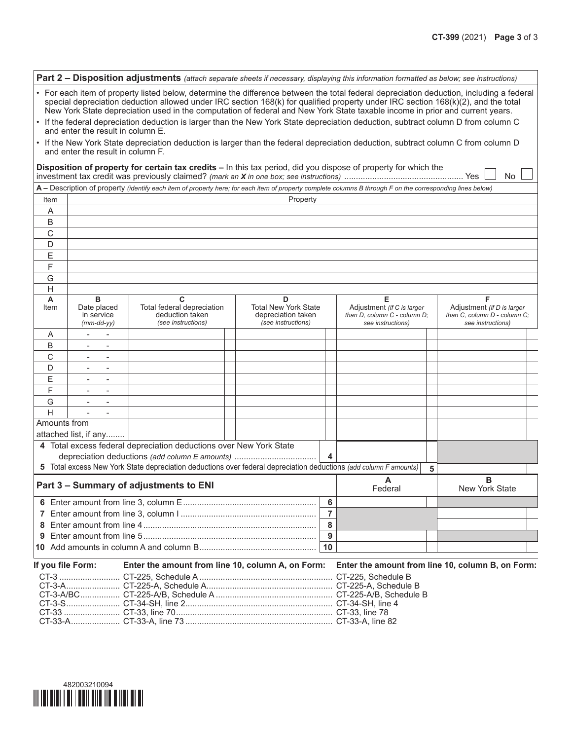## Part 2 – Disposition adjustments *(attach separate sheets if necessary, displaying this information formatted as below; see instructions)*

- For each item of property listed below, determine the difference between the total federal depreciation deduction, including a federal special depreciation deduction allowed under IRC section 168(k) for qualified property under IRC section 168(k)(2), and the total New York State depreciation used in the computation of federal and New York State taxable income in prior and current years.
- If the federal depreciation deduction is larger than the New York State depreciation deduction, subtract column D from column C and enter the result in column E.
- If the New York State depreciation deduction is larger than the federal depreciation deduction, subtract column C from column D and enter the result in column F.

**Disposition of property for certain tax credits –** In this tax period, did you dispose of property for which the investment tax credit was previously claimed? *(mark an X in one box; see instructions)* .................................................. Yes ☐ No ☐

**A –** Description of property *(identify each item of property here; for each item of property complete columns B through F on the corresponding lines below)*

| Item | Property |
|---|---|
| A | |
| B | |
| C | |
| D | |
| E | |
| F | |
| G | |
| H | |

| A Item | B Date placed in service *(mm-dd-yy)* | C Total federal depreciation deduction taken *(see instructions)* | D Total New York State depreciation taken *(see instructions)* | E Adjustment *(if C is larger than D, column C - column D; see instructions)* | F Adjustment *(if D is larger than C, column D - column C; see instructions)* |
|---|---|---|---|---|---|
| A | - - | | | | |
| B | - - | | | | |
| C | - - | | | | |
| D | - - | | | | |
| E | - - | | | | |
| F | - - | | | | |
| G | - - | | | | |
| H | - - | | | | |
| Amounts from attached list, if any........ | | | | | |
| **4** Total excess federal depreciation deductions over New York State depreciation deductions *(add column E amounts)* .................................. **4** | | | | | |
| **5** Total excess New York State depreciation deductions over federal depreciation deductions *(add column F amounts)* **5** | | | | | |

## Part 3 – Summary of adjustments to ENI

| | | A Federal | B New York State |
|---|---|---|---|
| **6** Enter amount from line 3, column E ........................................................ | 6 | | |
| **7** Enter amount from line 3, column I ......................................................... | 7 | | |
| **8** Enter amount from line 4 ......................................................................... | 8 | | |
| **9** Enter amount from line 5 ......................................................................... | 9 | | |
| **10** Add amounts in column A and column B ................................................. | 10 | | |

| If you file Form: | Enter the amount from line 10, column A, on Form: | Enter the amount from line 10, column B, on Form: |
|---|---|---|
| CT-3 | CT-225, Schedule A | CT-225, Schedule B |
| CT-3-A | CT-225-A, Schedule A | CT-225-A, Schedule B |
| CT-3-A/BC | CT-225-A/B, Schedule A | CT-225-A/B, Schedule B |
| CT-3-S | CT-34-SH, line 2 | CT-34-SH, line 4 |
| CT-33 | CT-33, line 70 | CT-33, line 78 |
| CT-33-A | CT-33-A, line 73 | CT-33-A, line 82 |

482003210094